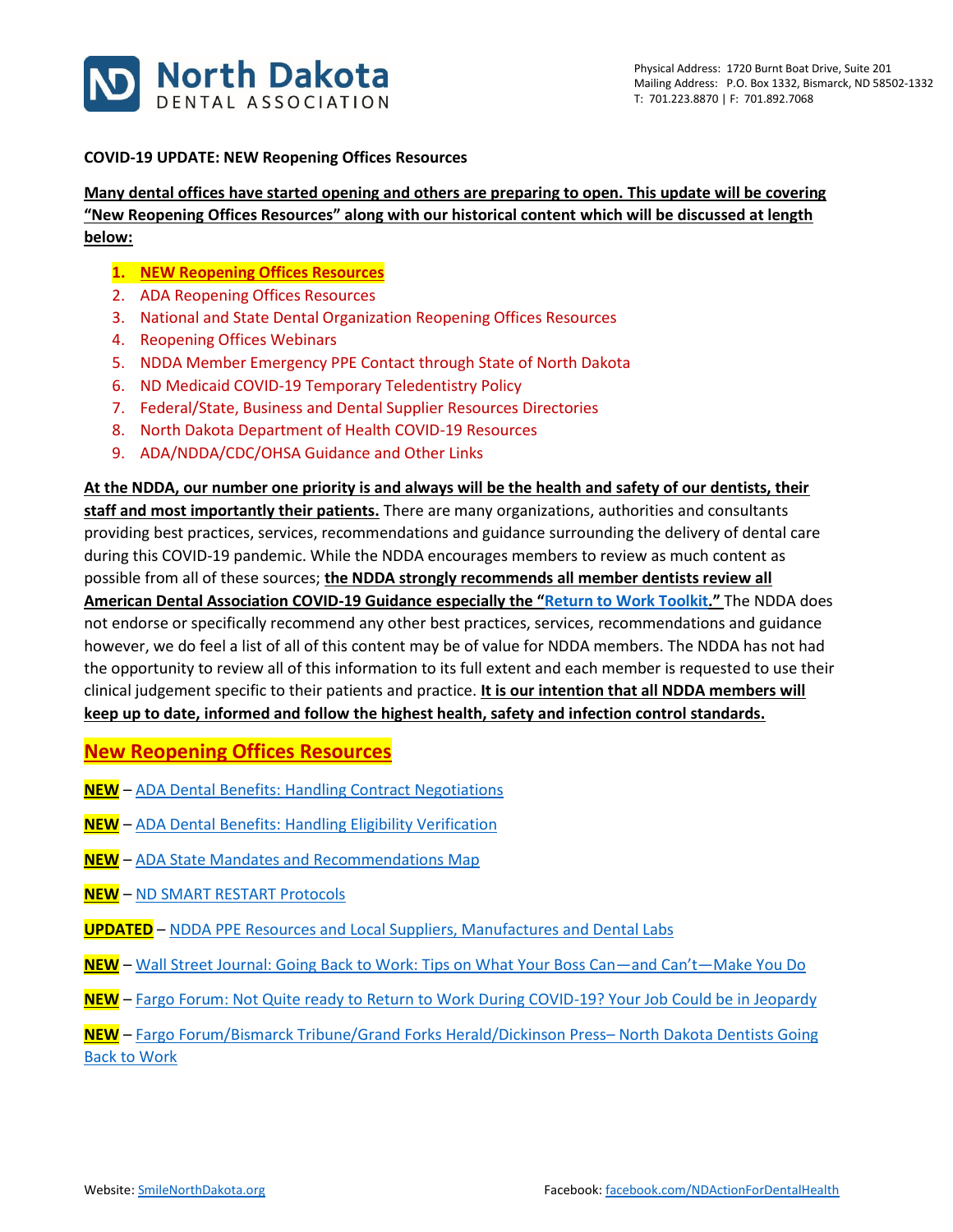North Dakota DENTAL ASSOCIATION

Physical Address: 1720 Burnt Boat Drive, Suite 201
Mailing Address: P.O. Box 1332, Bismarck, ND 58502-1332
T: 701.223.8870 | F: 701.892.7068

**COVID-19 UPDATE: NEW Reopening Offices Resources**

**Many dental offices have started opening and others are preparing to open. This update will be covering "New Reopening Offices Resources" along with our historical content which will be discussed at length below:**

1. **NEW Reopening Offices Resources**
2. ADA Reopening Offices Resources
3. National and State Dental Organization Reopening Offices Resources
4. Reopening Offices Webinars
5. NDDA Member Emergency PPE Contact through State of North Dakota
6. ND Medicaid COVID-19 Temporary Teledentistry Policy
7. Federal/State, Business and Dental Supplier Resources Directories
8. North Dakota Department of Health COVID-19 Resources
9. ADA/NDDA/CDC/OHSA Guidance and Other Links

**At the NDDA, our number one priority is and always will be the health and safety of our dentists, their staff and most importantly their patients.** There are many organizations, authorities and consultants providing best practices, services, recommendations and guidance surrounding the delivery of dental care during this COVID-19 pandemic. While the NDDA encourages members to review as much content as possible from all of these sources; **the NDDA strongly recommends all member dentists review all American Dental Association COVID-19 Guidance especially the "Return to Work Toolkit."** The NDDA does not endorse or specifically recommend any other best practices, services, recommendations and guidance however, we do feel a list of all of this content may be of value for NDDA members. The NDDA has not had the opportunity to review all of this information to its full extent and each member is requested to use their clinical judgement specific to their patients and practice. **It is our intention that all NDDA members will keep up to date, informed and follow the highest health, safety and infection control standards.**

## New Reopening Offices Resources

**NEW** – ADA Dental Benefits: Handling Contract Negotiations

**NEW** – ADA Dental Benefits: Handling Eligibility Verification

**NEW** – ADA State Mandates and Recommendations Map

**NEW** – ND SMART RESTART Protocols

**UPDATED** – NDDA PPE Resources and Local Suppliers, Manufactures and Dental Labs

**NEW** – Wall Street Journal: Going Back to Work: Tips on What Your Boss Can—and Can't—Make You Do

**NEW** – Fargo Forum: Not Quite ready to Return to Work During COVID-19? Your Job Could be in Jeopardy

**NEW** – Fargo Forum/Bismarck Tribune/Grand Forks Herald/Dickinson Press– North Dakota Dentists Going Back to Work

Website: SmileNorthDakota.org
Facebook: facebook.com/NDActionForDentalHealth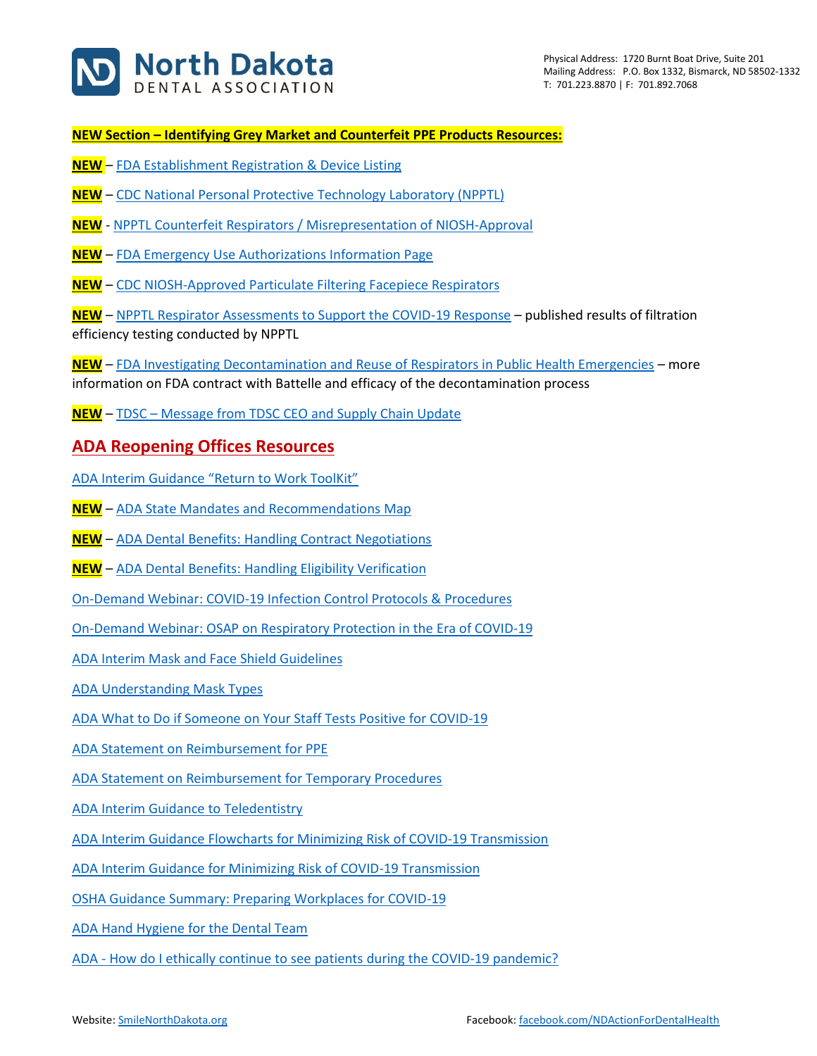**NEW Section – Identifying Grey Market and Counterfeit PPE Products Resources:**

**NEW** – FDA Establishment Registration & Device Listing

**NEW** – CDC National Personal Protective Technology Laboratory (NPPTL)

**NEW** - NPPTL Counterfeit Respirators / Misrepresentation of NIOSH-Approval

**NEW** – FDA Emergency Use Authorizations Information Page

**NEW** – CDC NIOSH-Approved Particulate Filtering Facepiece Respirators

**NEW** – NPPTL Respirator Assessments to Support the COVID-19 Response – published results of filtration efficiency testing conducted by NPPTL

**NEW** – FDA Investigating Decontamination and Reuse of Respirators in Public Health Emergencies – more information on FDA contract with Battelle and efficacy of the decontamination process

**NEW** – TDSC – Message from TDSC CEO and Supply Chain Update

## ADA Reopening Offices Resources

ADA Interim Guidance "Return to Work ToolKit"

**NEW** – ADA State Mandates and Recommendations Map

**NEW** – ADA Dental Benefits: Handling Contract Negotiations

**NEW** – ADA Dental Benefits: Handling Eligibility Verification

On-Demand Webinar: COVID-19 Infection Control Protocols & Procedures

On-Demand Webinar: OSAP on Respiratory Protection in the Era of COVID-19

ADA Interim Mask and Face Shield Guidelines

ADA Understanding Mask Types

ADA What to Do if Someone on Your Staff Tests Positive for COVID-19

ADA Statement on Reimbursement for PPE

ADA Statement on Reimbursement for Temporary Procedures

ADA Interim Guidance to Teledentistry

ADA Interim Guidance Flowcharts for Minimizing Risk of COVID-19 Transmission

ADA Interim Guidance for Minimizing Risk of COVID-19 Transmission

OSHA Guidance Summary: Preparing Workplaces for COVID-19

ADA Hand Hygiene for the Dental Team

ADA - How do I ethically continue to see patients during the COVID-19 pandemic?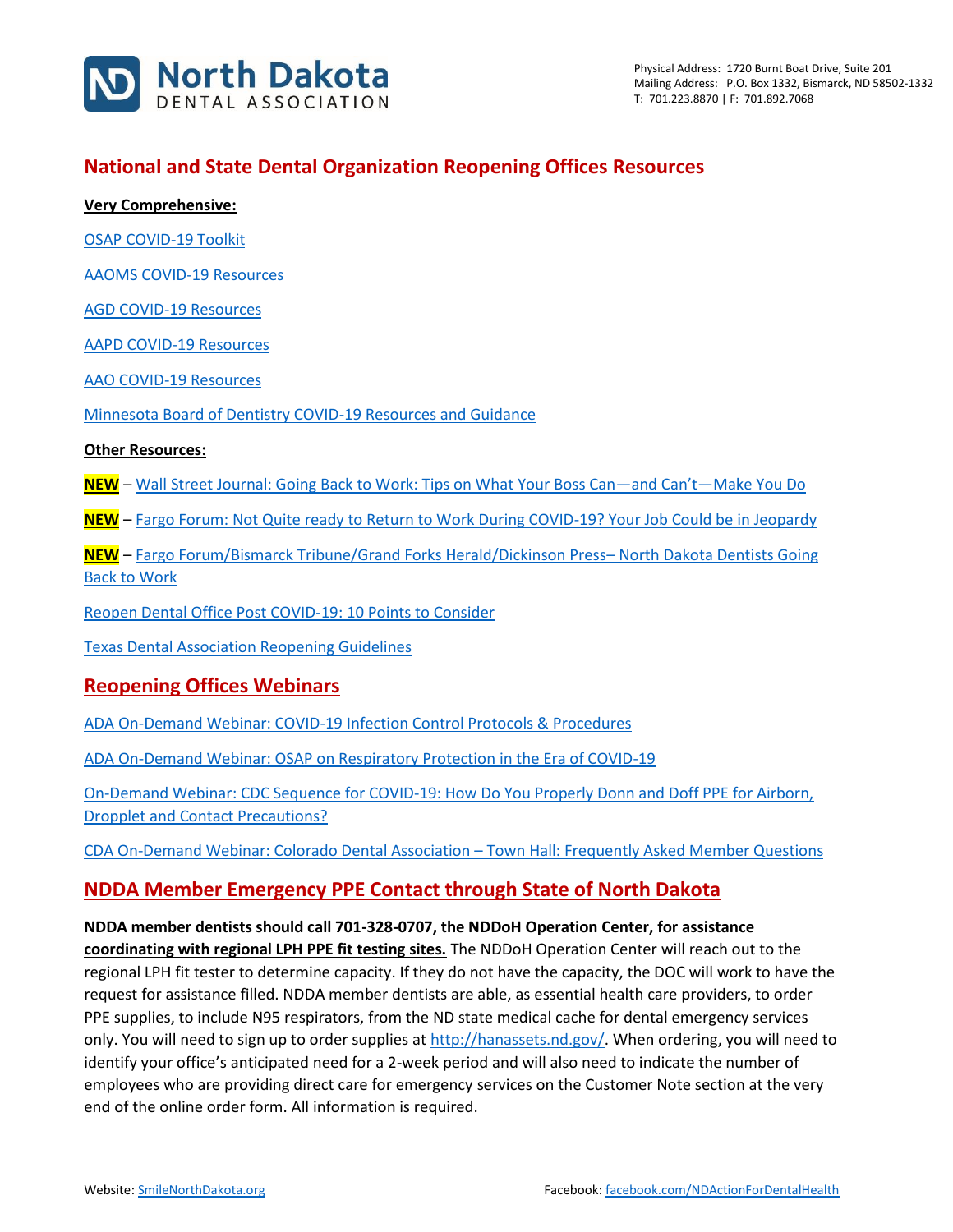## National and State Dental Organization Reopening Offices Resources

**Very Comprehensive:**

OSAP COVID-19 Toolkit

AAOMS COVID-19 Resources

AGD COVID-19 Resources

AAPD COVID-19 Resources

AAO COVID-19 Resources

Minnesota Board of Dentistry COVID-19 Resources and Guidance

**Other Resources:**

**NEW** – Wall Street Journal: Going Back to Work: Tips on What Your Boss Can—and Can't—Make You Do

**NEW** – Fargo Forum: Not Quite ready to Return to Work During COVID-19? Your Job Could be in Jeopardy

**NEW** – Fargo Forum/Bismarck Tribune/Grand Forks Herald/Dickinson Press– North Dakota Dentists Going Back to Work

Reopen Dental Office Post COVID-19: 10 Points to Consider

Texas Dental Association Reopening Guidelines

## Reopening Offices Webinars

ADA On-Demand Webinar: COVID-19 Infection Control Protocols & Procedures

ADA On-Demand Webinar: OSAP on Respiratory Protection in the Era of COVID-19

On-Demand Webinar: CDC Sequence for COVID-19: How Do You Properly Donn and Doff PPE for Airborn, Dropplet and Contact Precautions?

CDA On-Demand Webinar: Colorado Dental Association – Town Hall: Frequently Asked Member Questions

## NDDA Member Emergency PPE Contact through State of North Dakota

**NDDA member dentists should call 701-328-0707, the NDDoH Operation Center, for assistance coordinating with regional LPH PPE fit testing sites.** The NDDoH Operation Center will reach out to the regional LPH fit tester to determine capacity. If they do not have the capacity, the DOC will work to have the request for assistance filled. NDDA member dentists are able, as essential health care providers, to order PPE supplies, to include N95 respirators, from the ND state medical cache for dental emergency services only. You will need to sign up to order supplies at http://hanassets.nd.gov/. When ordering, you will need to identify your office's anticipated need for a 2-week period and will also need to indicate the number of employees who are providing direct care for emergency services on the Customer Note section at the very end of the online order form. All information is required.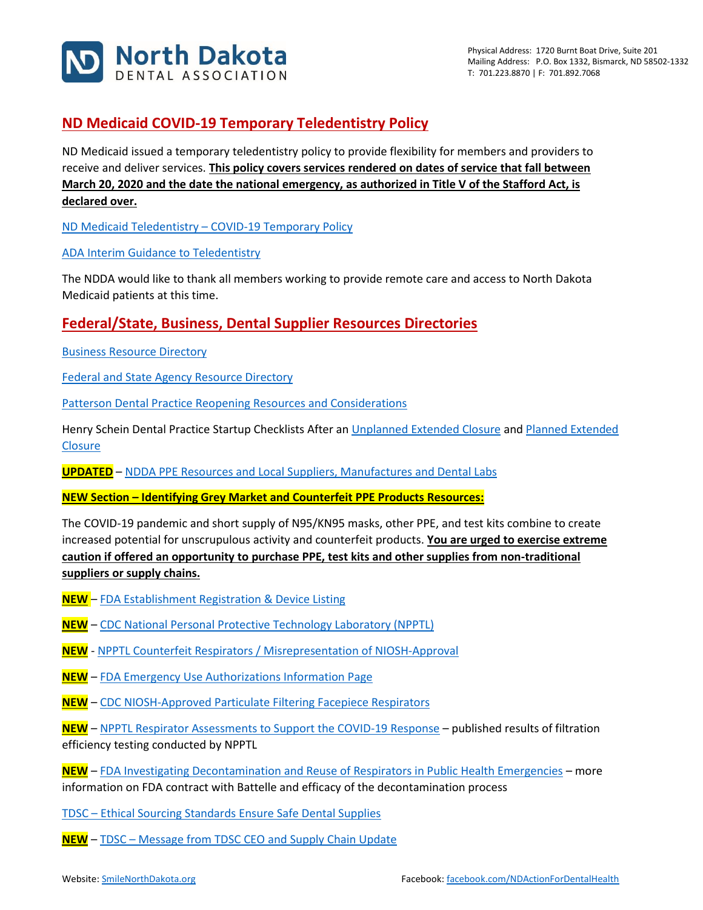## ND Medicaid COVID-19 Temporary Teledentistry Policy

ND Medicaid issued a temporary teledentistry policy to provide flexibility for members and providers to receive and deliver services. **This policy covers services rendered on dates of service that fall between March 20, 2020 and the date the national emergency, as authorized in Title V of the Stafford Act, is declared over.**

ND Medicaid Teledentistry – COVID-19 Temporary Policy

ADA Interim Guidance to Teledentistry

The NDDA would like to thank all members working to provide remote care and access to North Dakota Medicaid patients at this time.

## Federal/State, Business, Dental Supplier Resources Directories

Business Resource Directory

Federal and State Agency Resource Directory

Patterson Dental Practice Reopening Resources and Considerations

Henry Schein Dental Practice Startup Checklists After an Unplanned Extended Closure and Planned Extended Closure

**UPDATED** – NDDA PPE Resources and Local Suppliers, Manufactures and Dental Labs

**NEW Section – Identifying Grey Market and Counterfeit PPE Products Resources:**

The COVID-19 pandemic and short supply of N95/KN95 masks, other PPE, and test kits combine to create increased potential for unscrupulous activity and counterfeit products. **You are urged to exercise extreme caution if offered an opportunity to purchase PPE, test kits and other supplies from non-traditional suppliers or supply chains.**

**NEW** – FDA Establishment Registration & Device Listing

**NEW** – CDC National Personal Protective Technology Laboratory (NPPTL)

**NEW** - NPPTL Counterfeit Respirators / Misrepresentation of NIOSH-Approval

**NEW** – FDA Emergency Use Authorizations Information Page

**NEW** – CDC NIOSH-Approved Particulate Filtering Facepiece Respirators

**NEW** – NPPTL Respirator Assessments to Support the COVID-19 Response – published results of filtration efficiency testing conducted by NPPTL

**NEW** – FDA Investigating Decontamination and Reuse of Respirators in Public Health Emergencies – more information on FDA contract with Battelle and efficacy of the decontamination process

TDSC – Ethical Sourcing Standards Ensure Safe Dental Supplies

**NEW** – TDSC – Message from TDSC CEO and Supply Chain Update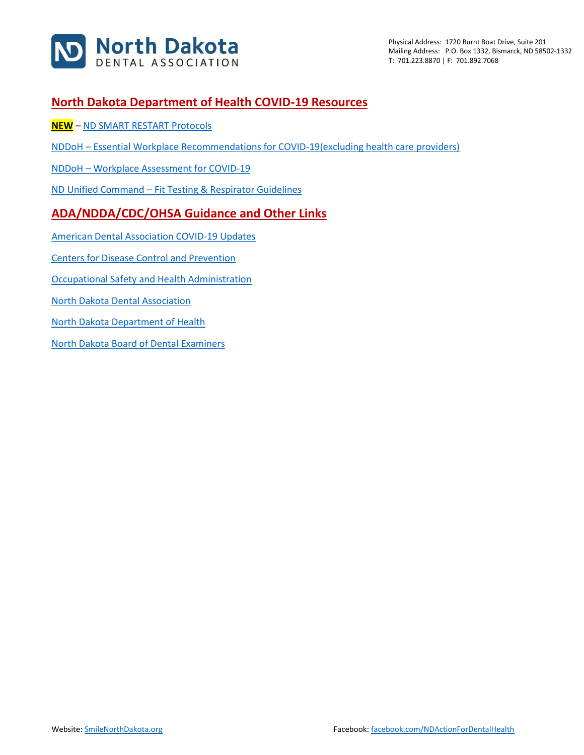North Dakota DENTAL ASSOCIATION

Physical Address: 1720 Burnt Boat Drive, Suite 201
Mailing Address: P.O. Box 1332, Bismarck, ND 58502-1332
T: 701.223.8870 | F: 701.892.7068

## North Dakota Department of Health COVID-19 Resources

**NEW** – ND SMART RESTART Protocols

NDDoH – Essential Workplace Recommendations for COVID-19(excluding health care providers)

NDDoH – Workplace Assessment for COVID-19

ND Unified Command – Fit Testing & Respirator Guidelines

## ADA/NDDA/CDC/OHSA Guidance and Other Links

American Dental Association COVID-19 Updates

Centers for Disease Control and Prevention

Occupational Safety and Health Administration

North Dakota Dental Association

North Dakota Department of Health

North Dakota Board of Dental Examiners

Website: SmileNorthDakota.org

Facebook: facebook.com/NDActionForDentalHealth